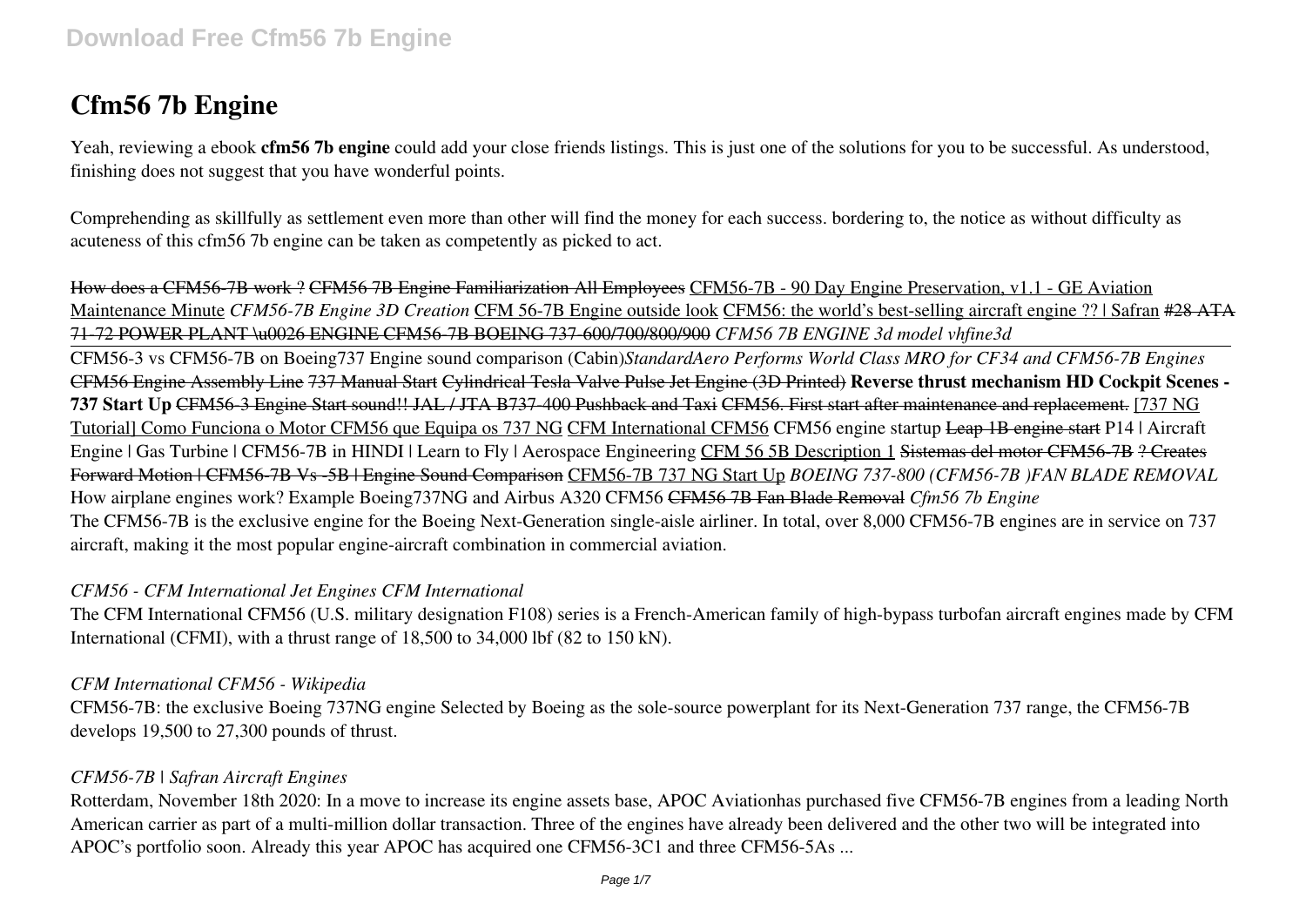# Cfm56 7b Engine

Yeah, reviewing a ebook **cfm56 7b engine** could add your close friends listings. This is just one of the solutions for you to be successful. As understood, finishing does not suggest that you have wonderful points.

Comprehending as skillfully as settlement even more than other will find the money for each success. bordering to, the notice as without difficulty as acuteness of this cfm56 7b engine can be taken as competently as picked to act.

~~How does a CFM56-7B work ?~~ ~~CFM56 7B Engine Familiarization All Employees~~ CFM56-7B - 90 Day Engine Preservation, v1.1 - GE Aviation Maintenance Minute *CFM56-7B Engine 3D Creation* CFM 56-7B Engine outside look CFM56: the world's best-selling aircraft engine ?? | Safran ~~#28 ATA 71-72 POWER PLANT \u0026 ENGINE CFM56-7B BOEING 737-600/700/800/900~~ *CFM56 7B ENGINE 3d model vhfine3d*

CFM56-3 vs CFM56-7B on Boeing737 Engine sound comparison (Cabin)*StandardAero Performs World Class MRO for CF34 and CFM56-7B Engines* ~~CFM56 Engine Assembly Line~~ ~~737 Manual Start~~ ~~Cylindrical Tesla Valve Pulse Jet Engine (3D Printed)~~ **Reverse thrust mechanism HD Cockpit Scenes - 737 Start Up** ~~CFM56-3 Engine Start sound!! JAL / JTA B737-400 Pushback and Taxi~~ ~~CFM56. First start after maintenance and replacement.~~ [737 NG Tutorial] Como Funciona o Motor CFM56 que Equipa os 737 NG CFM International CFM56 CFM56 engine startup ~~Leap 1B engine start~~ P14 | Aircraft Engine | Gas Turbine | CFM56-7B in HINDI | Learn to Fly | Aerospace Engineering CFM 56 5B Description 1 ~~Sistemas del motor CFM56-7B~~ ~~? Creates Forward Motion | CFM56-7B Vs -5B | Engine Sound Comparison~~ CFM56-7B 737 NG Start Up *BOEING 737-800 (CFM56-7B )FAN BLADE REMOVAL* How airplane engines work? Example Boeing737NG and Airbus A320 CFM56 ~~CFM56 7B Fan Blade Removal~~ *Cfm56 7b Engine*

The CFM56-7B is the exclusive engine for the Boeing Next-Generation single-aisle airliner. In total, over 8,000 CFM56-7B engines are in service on 737 aircraft, making it the most popular engine-aircraft combination in commercial aviation.

*CFM56 - CFM International Jet Engines CFM International*

The CFM International CFM56 (U.S. military designation F108) series is a French-American family of high-bypass turbofan aircraft engines made by CFM International (CFMI), with a thrust range of 18,500 to 34,000 lbf (82 to 150 kN).

*CFM International CFM56 - Wikipedia*

CFM56-7B: the exclusive Boeing 737NG engine Selected by Boeing as the sole-source powerplant for its Next-Generation 737 range, the CFM56-7B develops 19,500 to 27,300 pounds of thrust.

*CFM56-7B | Safran Aircraft Engines*

Rotterdam, November 18th 2020: In a move to increase its engine assets base, APOC Aviationhas purchased five CFM56-7B engines from a leading North American carrier as part of a multi-million dollar transaction. Three of the engines have already been delivered and the other two will be integrated into APOC's portfolio soon. Already this year APOC has acquired one CFM56-3C1 and three CFM56-5As ...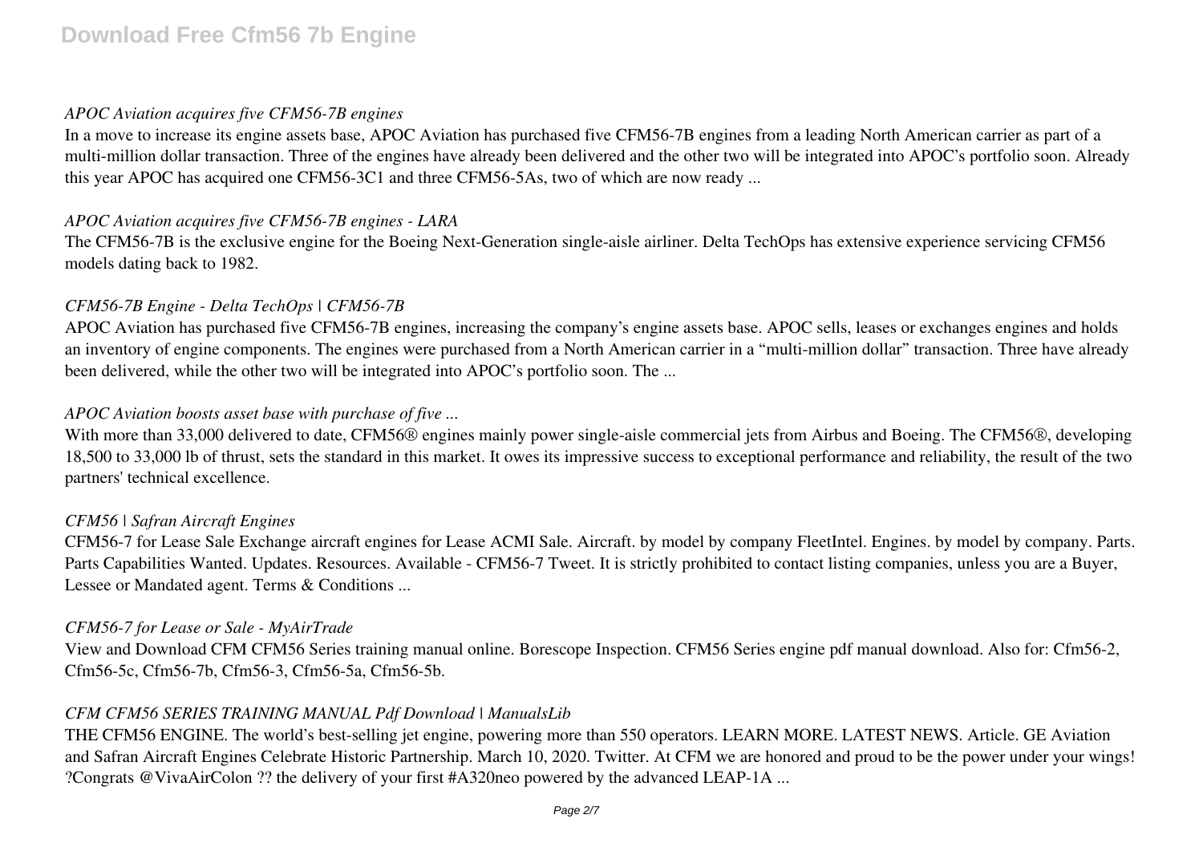### *APOC Aviation acquires five CFM56-7B engines*

In a move to increase its engine assets base, APOC Aviation has purchased five CFM56-7B engines from a leading North American carrier as part of a multi-million dollar transaction. Three of the engines have already been delivered and the other two will be integrated into APOC's portfolio soon. Already this year APOC has acquired one CFM56-3C1 and three CFM56-5As, two of which are now ready ...

### *APOC Aviation acquires five CFM56-7B engines - LARA*

The CFM56-7B is the exclusive engine for the Boeing Next-Generation single-aisle airliner. Delta TechOps has extensive experience servicing CFM56 models dating back to 1982.

### *CFM56-7B Engine - Delta TechOps | CFM56-7B*

APOC Aviation has purchased five CFM56-7B engines, increasing the company's engine assets base. APOC sells, leases or exchanges engines and holds an inventory of engine components. The engines were purchased from a North American carrier in a "multi-million dollar" transaction. Three have already been delivered, while the other two will be integrated into APOC's portfolio soon. The ...

### *APOC Aviation boosts asset base with purchase of five ...*

With more than 33,000 delivered to date, CFM56® engines mainly power single-aisle commercial jets from Airbus and Boeing. The CFM56®, developing 18,500 to 33,000 lb of thrust, sets the standard in this market. It owes its impressive success to exceptional performance and reliability, the result of the two partners' technical excellence.

### *CFM56 | Safran Aircraft Engines*

CFM56-7 for Lease Sale Exchange aircraft engines for Lease ACMI Sale. Aircraft. by model by company FleetIntel. Engines. by model by company. Parts. Parts Capabilities Wanted. Updates. Resources. Available - CFM56-7 Tweet. It is strictly prohibited to contact listing companies, unless you are a Buyer, Lessee or Mandated agent. Terms & Conditions ...

### *CFM56-7 for Lease or Sale - MyAirTrade*

View and Download CFM CFM56 Series training manual online. Borescope Inspection. CFM56 Series engine pdf manual download. Also for: Cfm56-2, Cfm56-5c, Cfm56-7b, Cfm56-3, Cfm56-5a, Cfm56-5b.

### *CFM CFM56 SERIES TRAINING MANUAL Pdf Download | ManualsLib*

THE CFM56 ENGINE. The world's best-selling jet engine, powering more than 550 operators. LEARN MORE. LATEST NEWS. Article. GE Aviation and Safran Aircraft Engines Celebrate Historic Partnership. March 10, 2020. Twitter. At CFM we are honored and proud to be the power under your wings! ?Congrats @VivaAirColon ?? the delivery of your first #A320neo powered by the advanced LEAP-1A ...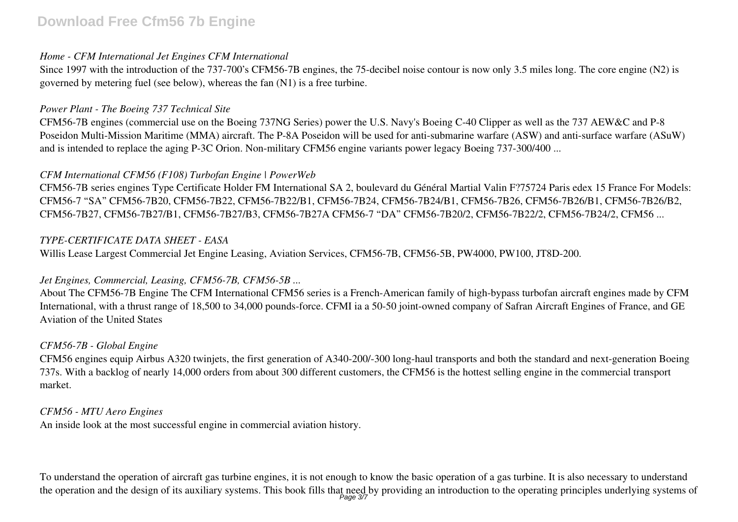*Home - CFM International Jet Engines CFM International*

Since 1997 with the introduction of the 737-700's CFM56-7B engines, the 75-decibel noise contour is now only 3.5 miles long. The core engine (N2) is governed by metering fuel (see below), whereas the fan (N1) is a free turbine.

*Power Plant - The Boeing 737 Technical Site*

CFM56-7B engines (commercial use on the Boeing 737NG Series) power the U.S. Navy's Boeing C-40 Clipper as well as the 737 AEW&C and P-8 Poseidon Multi-Mission Maritime (MMA) aircraft. The P-8A Poseidon will be used for anti-submarine warfare (ASW) and anti-surface warfare (ASuW) and is intended to replace the aging P-3C Orion. Non-military CFM56 engine variants power legacy Boeing 737-300/400 ...

*CFM International CFM56 (F108) Turbofan Engine | PowerWeb*

CFM56-7B series engines Type Certificate Holder FM International SA 2, boulevard du Général Martial Valin F?75724 Paris edex 15 France For Models: CFM56-7 "SA" CFM56-7B20, CFM56-7B22, CFM56-7B22/B1, CFM56-7B24, CFM56-7B24/B1, CFM56-7B26, CFM56-7B26/B1, CFM56-7B26/B2, CFM56-7B27, CFM56-7B27/B1, CFM56-7B27/B3, CFM56-7B27A CFM56-7 "DA" CFM56-7B20/2, CFM56-7B22/2, CFM56-7B24/2, CFM56 ...

*TYPE-CERTIFICATE DATA SHEET - EASA*

Willis Lease Largest Commercial Jet Engine Leasing, Aviation Services, CFM56-7B, CFM56-5B, PW4000, PW100, JT8D-200.

*Jet Engines, Commercial, Leasing, CFM56-7B, CFM56-5B ...*

About The CFM56-7B Engine The CFM International CFM56 series is a French-American family of high-bypass turbofan aircraft engines made by CFM International, with a thrust range of 18,500 to 34,000 pounds-force. CFMI ia a 50-50 joint-owned company of Safran Aircraft Engines of France, and GE Aviation of the United States

*CFM56-7B - Global Engine*

CFM56 engines equip Airbus A320 twinjets, the first generation of A340-200/-300 long-haul transports and both the standard and next-generation Boeing 737s. With a backlog of nearly 14,000 orders from about 300 different customers, the CFM56 is the hottest selling engine in the commercial transport market.

*CFM56 - MTU Aero Engines*

An inside look at the most successful engine in commercial aviation history.

To understand the operation of aircraft gas turbine engines, it is not enough to know the basic operation of a gas turbine. It is also necessary to understand the operation and the design of its auxiliary systems. This book fills that need by providing an introduction to the operating principles underlying systems of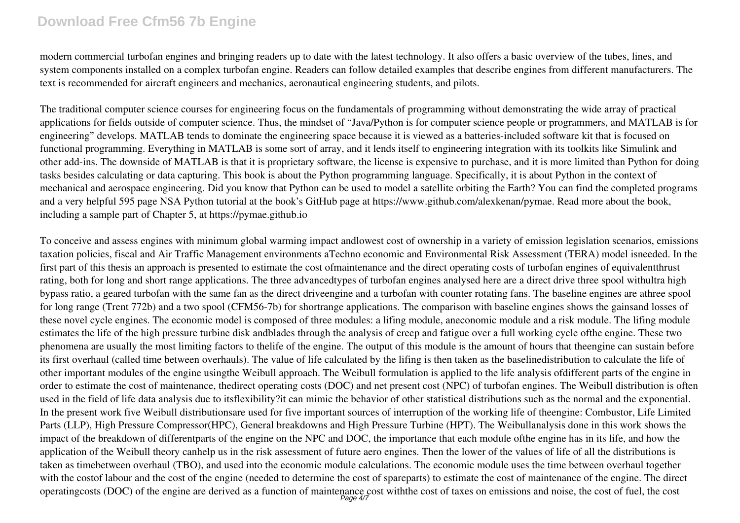modern commercial turbofan engines and bringing readers up to date with the latest technology. It also offers a basic overview of the tubes, lines, and system components installed on a complex turbofan engine. Readers can follow detailed examples that describe engines from different manufacturers. The text is recommended for aircraft engineers and mechanics, aeronautical engineering students, and pilots.

The traditional computer science courses for engineering focus on the fundamentals of programming without demonstrating the wide array of practical applications for fields outside of computer science. Thus, the mindset of "Java/Python is for computer science people or programmers, and MATLAB is for engineering" develops. MATLAB tends to dominate the engineering space because it is viewed as a batteries-included software kit that is focused on functional programming. Everything in MATLAB is some sort of array, and it lends itself to engineering integration with its toolkits like Simulink and other add-ins. The downside of MATLAB is that it is proprietary software, the license is expensive to purchase, and it is more limited than Python for doing tasks besides calculating or data capturing. This book is about the Python programming language. Specifically, it is about Python in the context of mechanical and aerospace engineering. Did you know that Python can be used to model a satellite orbiting the Earth? You can find the completed programs and a very helpful 595 page NSA Python tutorial at the book's GitHub page at https://www.github.com/alexkenan/pymae. Read more about the book, including a sample part of Chapter 5, at https://pymae.github.io

To conceive and assess engines with minimum global warming impact andlowest cost of ownership in a variety of emission legislation scenarios, emissions taxation policies, fiscal and Air Traffic Management environments aTechno economic and Environmental Risk Assessment (TERA) model isneeded. In the first part of this thesis an approach is presented to estimate the cost ofmaintenance and the direct operating costs of turbofan engines of equivalentthrust rating, both for long and short range applications. The three advancedtypes of turbofan engines analysed here are a direct drive three spool withultra high bypass ratio, a geared turbofan with the same fan as the direct driveengine and a turbofan with counter rotating fans. The baseline engines are athree spool for long range (Trent 772b) and a two spool (CFM56-7b) for shortrange applications. The comparison with baseline engines shows the gainsand losses of these novel cycle engines. The economic model is composed of three modules: a lifing module, aneconomic module and a risk module. The lifing module estimates the life of the high pressure turbine disk andblades through the analysis of creep and fatigue over a full working cycle ofthe engine. These two phenomena are usually the most limiting factors to thelife of the engine. The output of this module is the amount of hours that theengine can sustain before its first overhaul (called time between overhauls). The value of life calculated by the lifing is then taken as the baselinedistribution to calculate the life of other important modules of the engine usingthe Weibull approach. The Weibull formulation is applied to the life analysis ofdifferent parts of the engine in order to estimate the cost of maintenance, thedirect operating costs (DOC) and net present cost (NPC) of turbofan engines. The Weibull distribution is often used in the field of life data analysis due to itsflexibility?it can mimic the behavior of other statistical distributions such as the normal and the exponential. In the present work five Weibull distributionsare used for five important sources of interruption of the working life of theengine: Combustor, Life Limited Parts (LLP), High Pressure Compressor(HPC), General breakdowns and High Pressure Turbine (HPT). The Weibullanalysis done in this work shows the impact of the breakdown of differentparts of the engine on the NPC and DOC, the importance that each module ofthe engine has in its life, and how the application of the Weibull theory canhelp us in the risk assessment of future aero engines. Then the lower of the values of life of all the distributions is taken as timebetween overhaul (TBO), and used into the economic module calculations. The economic module uses the time between overhaul together with the costof labour and the cost of the engine (needed to determine the cost of spareparts) to estimate the cost of maintenance of the engine. The direct operatingcosts (DOC) of the engine are derived as a function of maintenance cost withthe cost of taxes on emissions and noise, the cost of fuel, the cost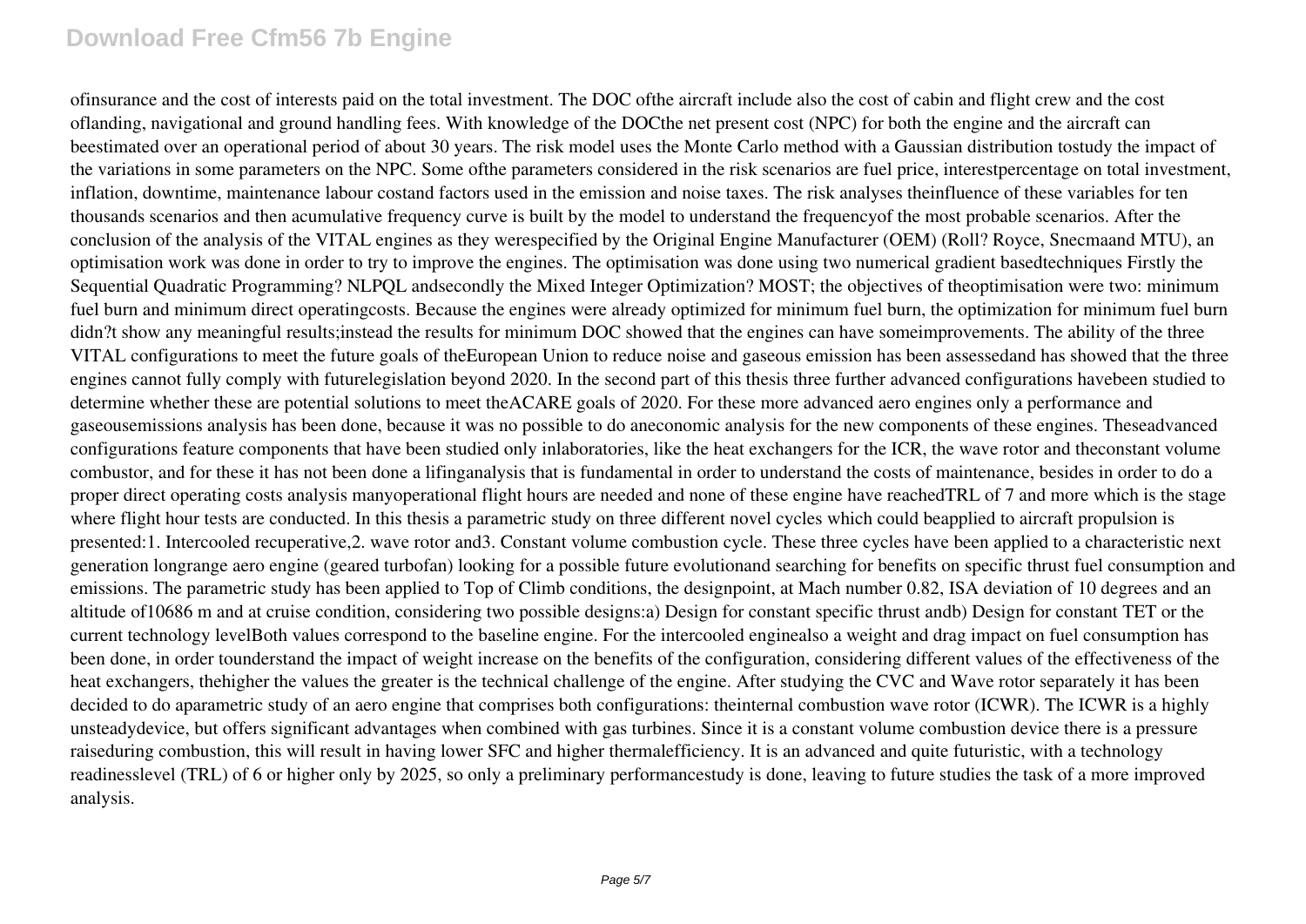ofinsurance and the cost of interests paid on the total investment. The DOC ofthe aircraft include also the cost of cabin and flight crew and the cost oflanding, navigational and ground handling fees. With knowledge of the DOCthe net present cost (NPC) for both the engine and the aircraft can beestimated over an operational period of about 30 years. The risk model uses the Monte Carlo method with a Gaussian distribution tostudy the impact of the variations in some parameters on the NPC. Some ofthe parameters considered in the risk scenarios are fuel price, interestpercentage on total investment, inflation, downtime, maintenance labour costand factors used in the emission and noise taxes. The risk analyses theinfluence of these variables for ten thousands scenarios and then acumulative frequency curve is built by the model to understand the frequencyof the most probable scenarios. After the conclusion of the analysis of the VITAL engines as they werespecified by the Original Engine Manufacturer (OEM) (Roll? Royce, Snecmaand MTU), an optimisation work was done in order to try to improve the engines. The optimisation was done using two numerical gradient basedtechniques Firstly the Sequential Quadratic Programming? NLPQL andsecondly the Mixed Integer Optimization? MOST; the objectives of theoptimisation were two: minimum fuel burn and minimum direct operatingcosts. Because the engines were already optimized for minimum fuel burn, the optimization for minimum fuel burn didn?t show any meaningful results;instead the results for minimum DOC showed that the engines can have someimprovements. The ability of the three VITAL configurations to meet the future goals of theEuropean Union to reduce noise and gaseous emission has been assessedand has showed that the three engines cannot fully comply with futurelegislation beyond 2020. In the second part of this thesis three further advanced configurations havebeen studied to determine whether these are potential solutions to meet theACARE goals of 2020. For these more advanced aero engines only a performance and gaseousemissions analysis has been done, because it was no possible to do aneconomic analysis for the new components of these engines. Theseadvanced configurations feature components that have been studied only inlaboratories, like the heat exchangers for the ICR, the wave rotor and theconstant volume combustor, and for these it has not been done a lifinganalysis that is fundamental in order to understand the costs of maintenance, besides in order to do a proper direct operating costs analysis manyoperational flight hours are needed and none of these engine have reachedTRL of 7 and more which is the stage where flight hour tests are conducted. In this thesis a parametric study on three different novel cycles which could beapplied to aircraft propulsion is presented:1. Intercooled recuperative,2. wave rotor and3. Constant volume combustion cycle. These three cycles have been applied to a characteristic next generation longrange aero engine (geared turbofan) looking for a possible future evolutionand searching for benefits on specific thrust fuel consumption and emissions. The parametric study has been applied to Top of Climb conditions, the designpoint, at Mach number 0.82, ISA deviation of 10 degrees and an altitude of10686 m and at cruise condition, considering two possible designs:a) Design for constant specific thrust andb) Design for constant TET or the current technology levelBoth values correspond to the baseline engine. For the intercooled enginealso a weight and drag impact on fuel consumption has been done, in order tounderstand the impact of weight increase on the benefits of the configuration, considering different values of the effectiveness of the heat exchangers, thehigher the values the greater is the technical challenge of the engine. After studying the CVC and Wave rotor separately it has been decided to do aparametric study of an aero engine that comprises both configurations: theinternal combustion wave rotor (ICWR). The ICWR is a highly unsteadydevice, but offers significant advantages when combined with gas turbines. Since it is a constant volume combustion device there is a pressure raiseduring combustion, this will result in having lower SFC and higher thermalefficiency. It is an advanced and quite futuristic, with a technology readinesslevel (TRL) of 6 or higher only by 2025, so only a preliminary performancestudy is done, leaving to future studies the task of a more improved analysis.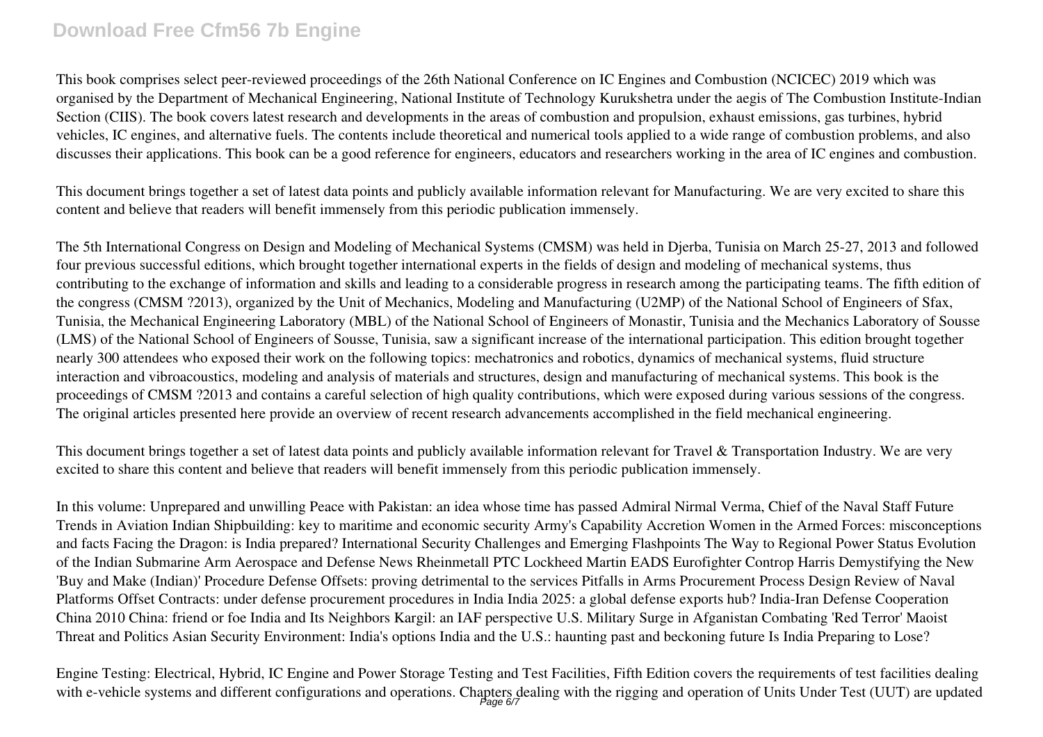This book comprises select peer-reviewed proceedings of the 26th National Conference on IC Engines and Combustion (NCICEC) 2019 which was organised by the Department of Mechanical Engineering, National Institute of Technology Kurukshetra under the aegis of The Combustion Institute-Indian Section (CIIS). The book covers latest research and developments in the areas of combustion and propulsion, exhaust emissions, gas turbines, hybrid vehicles, IC engines, and alternative fuels. The contents include theoretical and numerical tools applied to a wide range of combustion problems, and also discusses their applications. This book can be a good reference for engineers, educators and researchers working in the area of IC engines and combustion.

This document brings together a set of latest data points and publicly available information relevant for Manufacturing. We are very excited to share this content and believe that readers will benefit immensely from this periodic publication immensely.

The 5th International Congress on Design and Modeling of Mechanical Systems (CMSM) was held in Djerba, Tunisia on March 25-27, 2013 and followed four previous successful editions, which brought together international experts in the fields of design and modeling of mechanical systems, thus contributing to the exchange of information and skills and leading to a considerable progress in research among the participating teams. The fifth edition of the congress (CMSM ?2013), organized by the Unit of Mechanics, Modeling and Manufacturing (U2MP) of the National School of Engineers of Sfax, Tunisia, the Mechanical Engineering Laboratory (MBL) of the National School of Engineers of Monastir, Tunisia and the Mechanics Laboratory of Sousse (LMS) of the National School of Engineers of Sousse, Tunisia, saw a significant increase of the international participation. This edition brought together nearly 300 attendees who exposed their work on the following topics: mechatronics and robotics, dynamics of mechanical systems, fluid structure interaction and vibroacoustics, modeling and analysis of materials and structures, design and manufacturing of mechanical systems. This book is the proceedings of CMSM ?2013 and contains a careful selection of high quality contributions, which were exposed during various sessions of the congress. The original articles presented here provide an overview of recent research advancements accomplished in the field mechanical engineering.

This document brings together a set of latest data points and publicly available information relevant for Travel & Transportation Industry. We are very excited to share this content and believe that readers will benefit immensely from this periodic publication immensely.

In this volume: Unprepared and unwilling Peace with Pakistan: an idea whose time has passed Admiral Nirmal Verma, Chief of the Naval Staff Future Trends in Aviation Indian Shipbuilding: key to maritime and economic security Army's Capability Accretion Women in the Armed Forces: misconceptions and facts Facing the Dragon: is India prepared? International Security Challenges and Emerging Flashpoints The Way to Regional Power Status Evolution of the Indian Submarine Arm Aerospace and Defense News Rheinmetall PTC Lockheed Martin EADS Eurofighter Controp Harris Demystifying the New 'Buy and Make (Indian)' Procedure Defense Offsets: proving detrimental to the services Pitfalls in Arms Procurement Process Design Review of Naval Platforms Offset Contracts: under defense procurement procedures in India India 2025: a global defense exports hub? India-Iran Defense Cooperation China 2010 China: friend or foe India and Its Neighbors Kargil: an IAF perspective U.S. Military Surge in Afganistan Combating 'Red Terror' Maoist Threat and Politics Asian Security Environment: India's options India and the U.S.: haunting past and beckoning future Is India Preparing to Lose?

Engine Testing: Electrical, Hybrid, IC Engine and Power Storage Testing and Test Facilities, Fifth Edition covers the requirements of test facilities dealing with e-vehicle systems and different configurations and operations. Chapters dealing with the rigging and operation of Units Under Test (UUT) are updated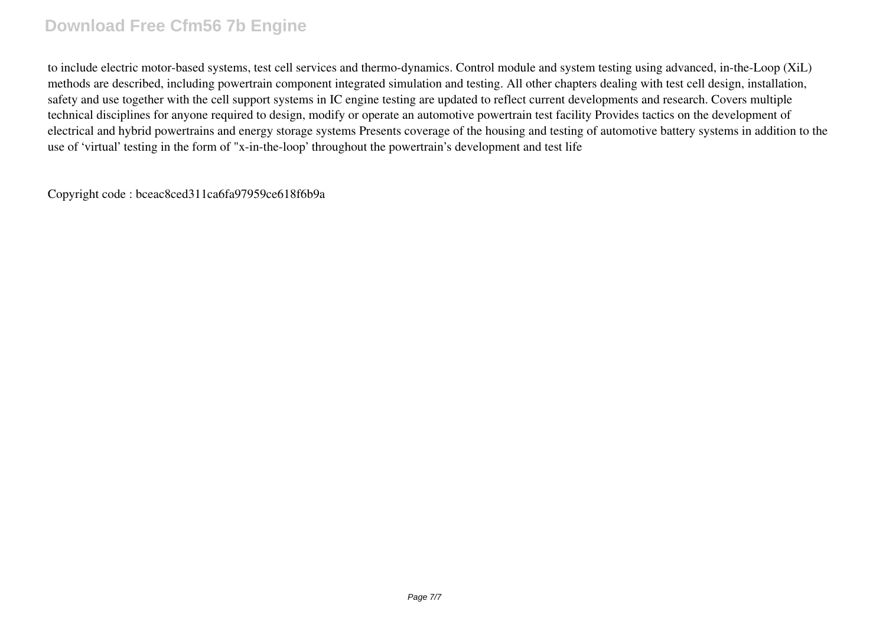to include electric motor-based systems, test cell services and thermo-dynamics. Control module and system testing using advanced, in-the-Loop (XiL) methods are described, including powertrain component integrated simulation and testing. All other chapters dealing with test cell design, installation, safety and use together with the cell support systems in IC engine testing are updated to reflect current developments and research. Covers multiple technical disciplines for anyone required to design, modify or operate an automotive powertrain test facility Provides tactics on the development of electrical and hybrid powertrains and energy storage systems Presents coverage of the housing and testing of automotive battery systems in addition to the use of 'virtual' testing in the form of "x-in-the-loop' throughout the powertrain's development and test life

Copyright code : bceac8ced311ca6fa97959ce618f6b9a